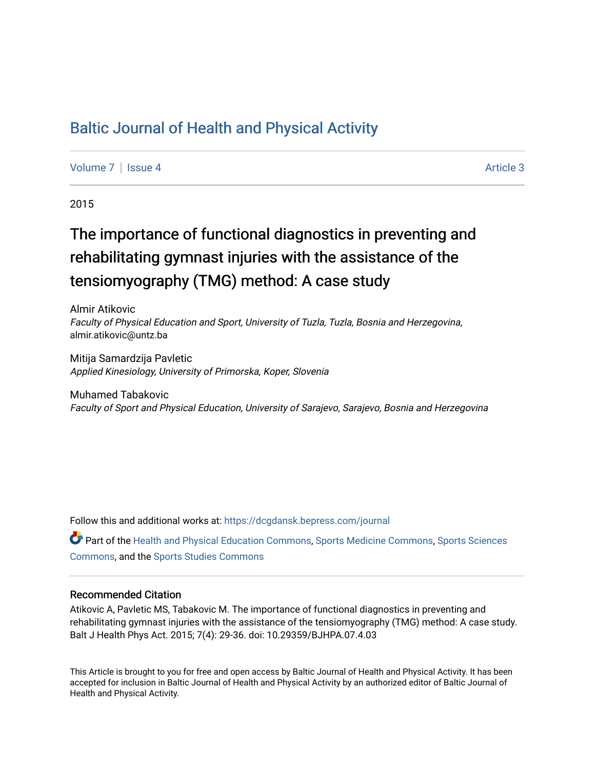# Baltic Journal of Health and Physical Activity

Volume 7 | Issue 4 — Article 3

2015

## The importance of functional diagnostics in preventing and rehabilitating gymnast injuries with the assistance of the tensiomyography (TMG) method: A case study

Almir Atikovic
*Faculty of Physical Education and Sport, University of Tuzla, Tuzla, Bosnia and Herzegovina*, almir.atikovic@untz.ba

Mitija Samardzija Pavletic
*Applied Kinesiology, University of Primorska, Koper, Slovenia*

Muhamed Tabakovic
*Faculty of Sport and Physical Education, University of Sarajevo, Sarajevo, Bosnia and Herzegovina*

Follow this and additional works at: https://dcgdansk.bepress.com/journal

Part of the Health and Physical Education Commons, Sports Medicine Commons, Sports Sciences Commons, and the Sports Studies Commons

### Recommended Citation

Atikovic A, Pavletic MS, Tabakovic M. The importance of functional diagnostics in preventing and rehabilitating gymnast injuries with the assistance of the tensiomyography (TMG) method: A case study. Balt J Health Phys Act. 2015; 7(4): 29-36. doi: 10.29359/BJHPA.07.4.03

This Article is brought to you for free and open access by Baltic Journal of Health and Physical Activity. It has been accepted for inclusion in Baltic Journal of Health and Physical Activity by an authorized editor of Baltic Journal of Health and Physical Activity.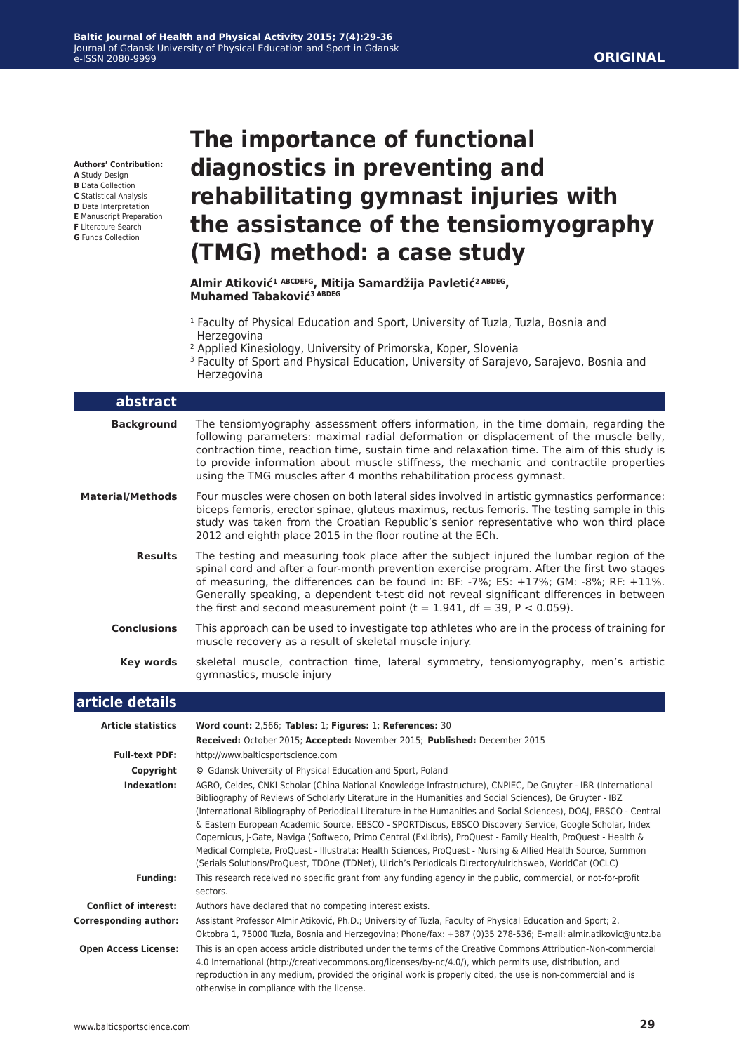**Authors' Contribution:**
**A** Study Design
**B** Data Collection
**C** Statistical Analysis
**D** Data Interpretation
**E** Manuscript Preparation
**F** Literature Search
**G** Funds Collection

ORIGINAL

# The importance of functional diagnostics in preventing and rehabilitating gymnast injuries with the assistance of the tensiomyography (TMG) method: a case study

**Almir Atiković[1 ABCDEFG], Mitija Samardžija Pavletić[2 ABDEG], Muhamed Tabaković[3 ABDEG]**

[1] Faculty of Physical Education and Sport, University of Tuzla, Tuzla, Bosnia and Herzegovina
[2] Applied Kinesiology, University of Primorska, Koper, Slovenia
[3] Faculty of Sport and Physical Education, University of Sarajevo, Sarajevo, Bosnia and Herzegovina

## abstract

**Background** The tensiomyography assessment offers information, in the time domain, regarding the following parameters: maximal radial deformation or displacement of the muscle belly, contraction time, reaction time, sustain time and relaxation time. The aim of this study is to provide information about muscle stiffness, the mechanic and contractile properties using the TMG muscles after 4 months rehabilitation process gymnast.

**Material/Methods** Four muscles were chosen on both lateral sides involved in artistic gymnastics performance: biceps femoris, erector spinae, gluteus maximus, rectus femoris. The testing sample in this study was taken from the Croatian Republic's senior representative who won third place 2012 and eighth place 2015 in the floor routine at the ECh.

**Results** The testing and measuring took place after the subject injured the lumbar region of the spinal cord and after a four-month prevention exercise program. After the first two stages of measuring, the differences can be found in: BF: -7%; ES: +17%; GM: -8%; RF: +11%. Generally speaking, a dependent t-test did not reveal significant differences in between the first and second measurement point ($t = 1.941$, $df = 39$, $P < 0.059$).

**Conclusions** This approach can be used to investigate top athletes who are in the process of training for muscle recovery as a result of skeletal muscle injury.

**Key words** skeletal muscle, contraction time, lateral symmetry, tensiomyography, men's artistic gymnastics, muscle injury

## article details

**Article statistics** **Word count:** 2,566; **Tables:** 1; **Figures:** 1; **References:** 30
**Received:** October 2015; **Accepted:** November 2015; **Published:** December 2015

**Full-text PDF:** http://www.balticsportscience.com

**Copyright** © Gdansk University of Physical Education and Sport, Poland

**Indexation:** AGRO, Celdes, CNKI Scholar (China National Knowledge Infrastructure), CNPIEC, De Gruyter - IBR (International Bibliography of Reviews of Scholarly Literature in the Humanities and Social Sciences), De Gruyter - IBZ (International Bibliography of Periodical Literature in the Humanities and Social Sciences), DOAJ, EBSCO - Central & Eastern European Academic Source, EBSCO - SPORTDiscus, EBSCO Discovery Service, Google Scholar, Index Copernicus, J-Gate, Naviga (Softweco, Primo Central (ExLibris), ProQuest - Family Health, ProQuest - Health & Medical Complete, ProQuest - Illustrata: Health Sciences, ProQuest - Nursing & Allied Health Source, Summon (Serials Solutions/ProQuest, TDOne (TDNet), Ulrich's Periodicals Directory/ulrichsweb, WorldCat (OCLC)

**Funding:** This research received no specific grant from any funding agency in the public, commercial, or not-for-profit sectors.

**Conflict of interest:** Authors have declared that no competing interest exists.

**Corresponding author:** Assistant Professor Almir Atiković, Ph.D.; University of Tuzla, Faculty of Physical Education and Sport; 2. Oktobra 1, 75000 Tuzla, Bosnia and Herzegovina; Phone/fax: +387 (0)35 278-536; E-mail: almir.atikovic@untz.ba

**Open Access License:** This is an open access article distributed under the terms of the Creative Commons Attribution-Non-commercial 4.0 International (http://creativecommons.org/licenses/by-nc/4.0/), which permits use, distribution, and reproduction in any medium, provided the original work is properly cited, the use is non-commercial and is otherwise in compliance with the license.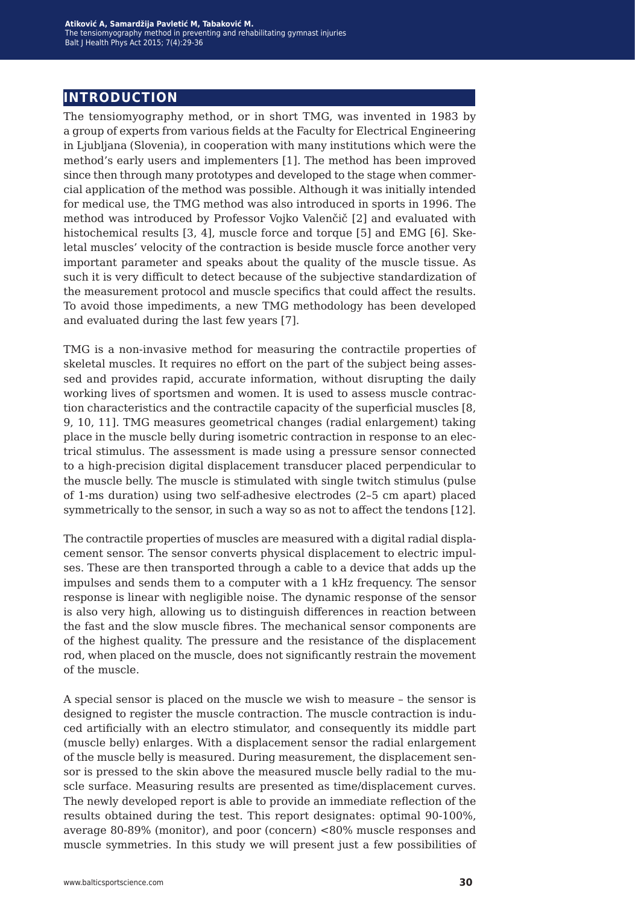## INTRODUCTION

The tensiomyography method, or in short TMG, was invented in 1983 by a group of experts from various fields at the Faculty for Electrical Engineering in Ljubljana (Slovenia), in cooperation with many institutions which were the method's early users and implementers [1]. The method has been improved since then through many prototypes and developed to the stage when commercial application of the method was possible. Although it was initially intended for medical use, the TMG method was also introduced in sports in 1996. The method was introduced by Professor Vojko Valenčič [2] and evaluated with histochemical results [3, 4], muscle force and torque [5] and EMG [6]. Skeletal muscles' velocity of the contraction is beside muscle force another very important parameter and speaks about the quality of the muscle tissue. As such it is very difficult to detect because of the subjective standardization of the measurement protocol and muscle specifics that could affect the results. To avoid those impediments, a new TMG methodology has been developed and evaluated during the last few years [7].

TMG is a non-invasive method for measuring the contractile properties of skeletal muscles. It requires no effort on the part of the subject being assessed and provides rapid, accurate information, without disrupting the daily working lives of sportsmen and women. It is used to assess muscle contraction characteristics and the contractile capacity of the superficial muscles [8, 9, 10, 11]. TMG measures geometrical changes (radial enlargement) taking place in the muscle belly during isometric contraction in response to an electrical stimulus. The assessment is made using a pressure sensor connected to a high-precision digital displacement transducer placed perpendicular to the muscle belly. The muscle is stimulated with single twitch stimulus (pulse of 1-ms duration) using two self-adhesive electrodes (2–5 cm apart) placed symmetrically to the sensor, in such a way so as not to affect the tendons [12].

The contractile properties of muscles are measured with a digital radial displacement sensor. The sensor converts physical displacement to electric impulses. These are then transported through a cable to a device that adds up the impulses and sends them to a computer with a 1 kHz frequency. The sensor response is linear with negligible noise. The dynamic response of the sensor is also very high, allowing us to distinguish differences in reaction between the fast and the slow muscle fibres. The mechanical sensor components are of the highest quality. The pressure and the resistance of the displacement rod, when placed on the muscle, does not significantly restrain the movement of the muscle.

A special sensor is placed on the muscle we wish to measure – the sensor is designed to register the muscle contraction. The muscle contraction is induced artificially with an electro stimulator, and consequently its middle part (muscle belly) enlarges. With a displacement sensor the radial enlargement of the muscle belly is measured. During measurement, the displacement sensor is pressed to the skin above the measured muscle belly radial to the muscle surface. Measuring results are presented as time/displacement curves. The newly developed report is able to provide an immediate reflection of the results obtained during the test. This report designates: optimal 90-100%, average 80-89% (monitor), and poor (concern) <80% muscle responses and muscle symmetries. In this study we will present just a few possibilities of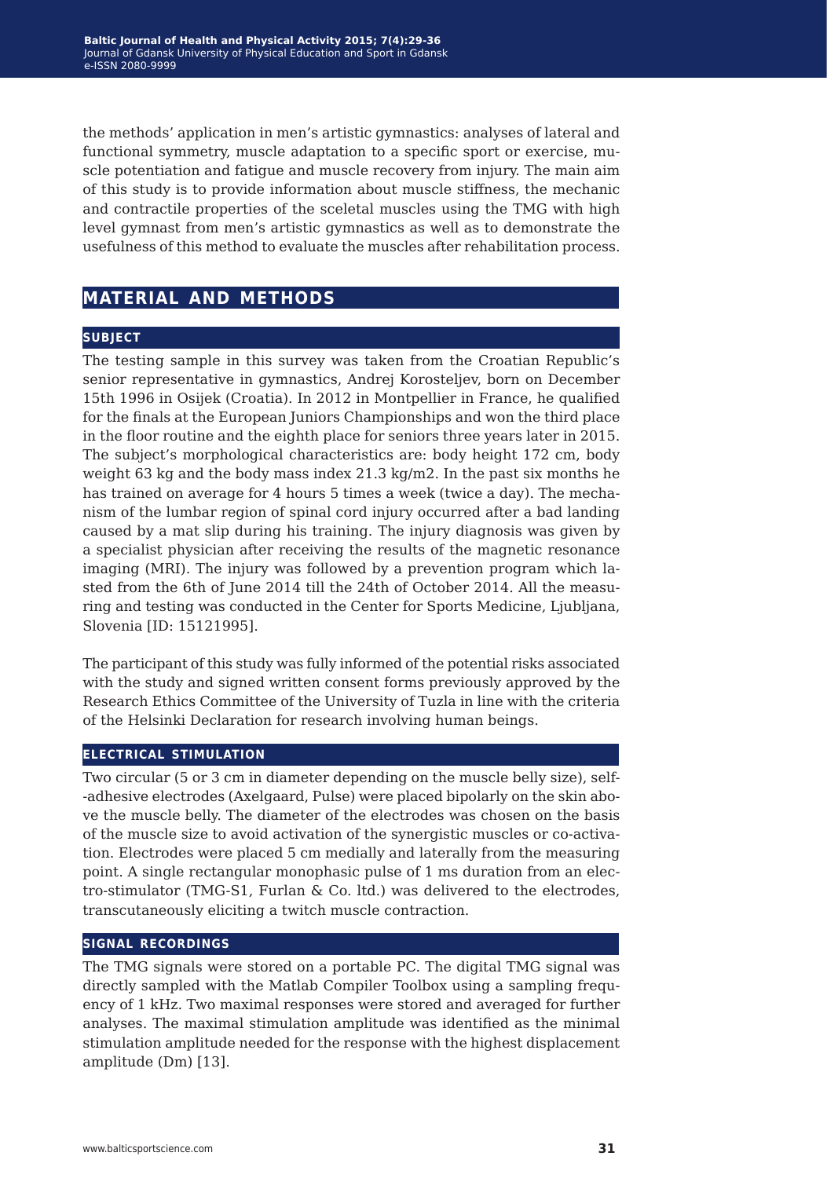the methods' application in men's artistic gymnastics: analyses of lateral and functional symmetry, muscle adaptation to a specific sport or exercise, muscle potentiation and fatigue and muscle recovery from injury. The main aim of this study is to provide information about muscle stiffness, the mechanic and contractile properties of the sceletal muscles using the TMG with high level gymnast from men's artistic gymnastics as well as to demonstrate the usefulness of this method to evaluate the muscles after rehabilitation process.

## MATERIAL AND METHODS

### SUBJECT

The testing sample in this survey was taken from the Croatian Republic's senior representative in gymnastics, Andrej Korosteljev, born on December 15th 1996 in Osijek (Croatia). In 2012 in Montpellier in France, he qualified for the finals at the European Juniors Championships and won the third place in the floor routine and the eighth place for seniors three years later in 2015. The subject's morphological characteristics are: body height 172 cm, body weight 63 kg and the body mass index 21.3 kg/m2. In the past six months he has trained on average for 4 hours 5 times a week (twice a day). The mechanism of the lumbar region of spinal cord injury occurred after a bad landing caused by a mat slip during his training. The injury diagnosis was given by a specialist physician after receiving the results of the magnetic resonance imaging (MRI). The injury was followed by a prevention program which lasted from the 6th of June 2014 till the 24th of October 2014. All the measuring and testing was conducted in the Center for Sports Medicine, Ljubljana, Slovenia [ID: 15121995].

The participant of this study was fully informed of the potential risks associated with the study and signed written consent forms previously approved by the Research Ethics Committee of the University of Tuzla in line with the criteria of the Helsinki Declaration for research involving human beings.

### ELECTRICAL STIMULATION

Two circular (5 or 3 cm in diameter depending on the muscle belly size), self-adhesive electrodes (Axelgaard, Pulse) were placed bipolarly on the skin above the muscle belly. The diameter of the electrodes was chosen on the basis of the muscle size to avoid activation of the synergistic muscles or co-activation. Electrodes were placed 5 cm medially and laterally from the measuring point. A single rectangular monophasic pulse of 1 ms duration from an electro-stimulator (TMG-S1, Furlan & Co. ltd.) was delivered to the electrodes, transcutaneously eliciting a twitch muscle contraction.

### SIGNAL RECORDINGS

The TMG signals were stored on a portable PC. The digital TMG signal was directly sampled with the Matlab Compiler Toolbox using a sampling frequency of 1 kHz. Two maximal responses were stored and averaged for further analyses. The maximal stimulation amplitude was identified as the minimal stimulation amplitude needed for the response with the highest displacement amplitude (Dm) [13].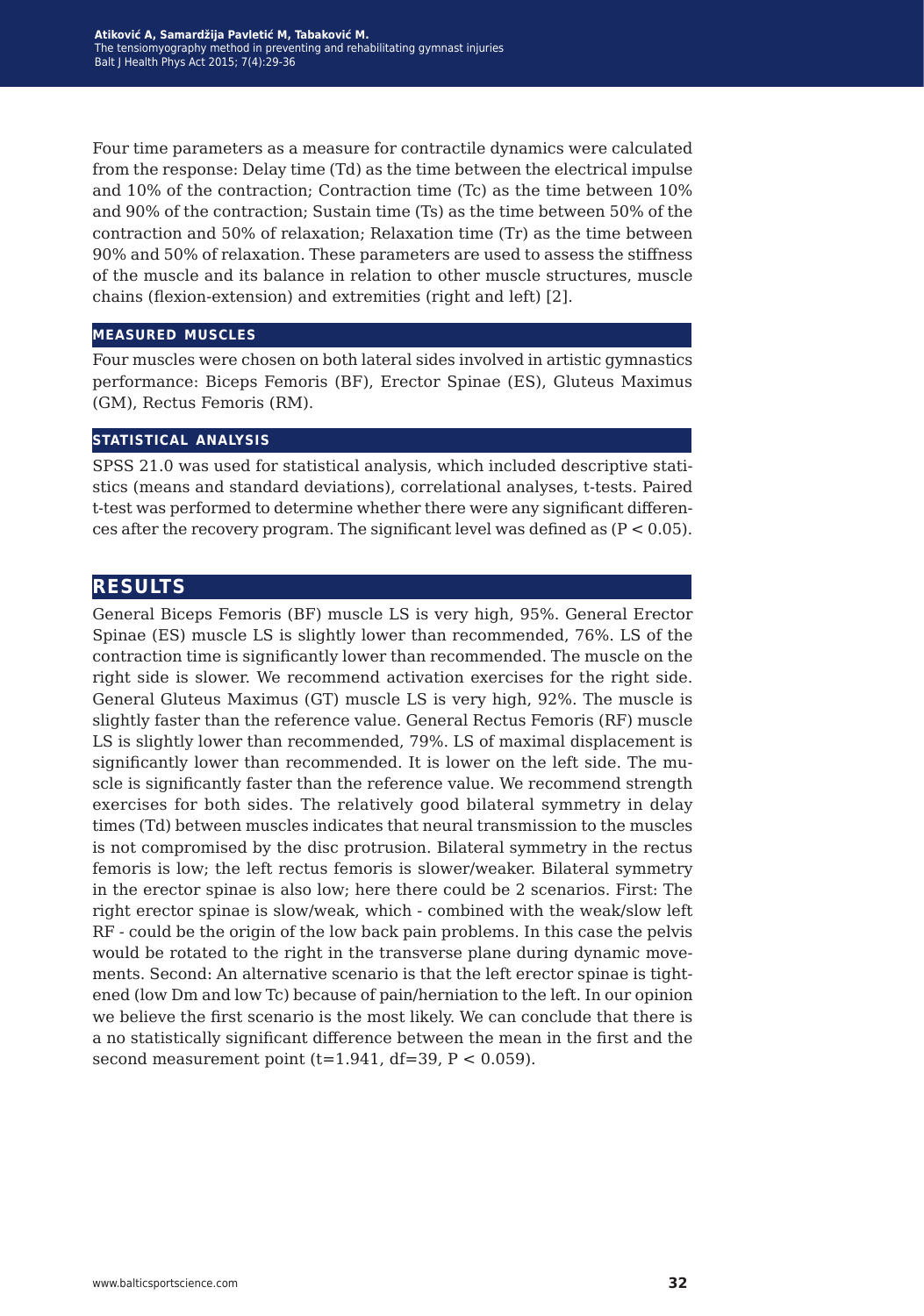Four time parameters as a measure for contractile dynamics were calculated from the response: Delay time (Td) as the time between the electrical impulse and 10% of the contraction; Contraction time (Tc) as the time between 10% and 90% of the contraction; Sustain time (Ts) as the time between 50% of the contraction and 50% of relaxation; Relaxation time (Tr) as the time between 90% and 50% of relaxation. These parameters are used to assess the stiffness of the muscle and its balance in relation to other muscle structures, muscle chains (flexion-extension) and extremities (right and left) [2].

### MEASURED MUSCLES

Four muscles were chosen on both lateral sides involved in artistic gymnastics performance: Biceps Femoris (BF), Erector Spinae (ES), Gluteus Maximus (GM), Rectus Femoris (RM).

### STATISTICAL ANALYSIS

SPSS 21.0 was used for statistical analysis, which included descriptive statistics (means and standard deviations), correlational analyses, t-tests. Paired t-test was performed to determine whether there were any significant differences after the recovery program. The significant level was defined as ($P < 0.05$).

## RESULTS

General Biceps Femoris (BF) muscle LS is very high, 95%. General Erector Spinae (ES) muscle LS is slightly lower than recommended, 76%. LS of the contraction time is significantly lower than recommended. The muscle on the right side is slower. We recommend activation exercises for the right side. General Gluteus Maximus (GT) muscle LS is very high, 92%. The muscle is slightly faster than the reference value. General Rectus Femoris (RF) muscle LS is slightly lower than recommended, 79%. LS of maximal displacement is significantly lower than recommended. It is lower on the left side. The muscle is significantly faster than the reference value. We recommend strength exercises for both sides. The relatively good bilateral symmetry in delay times (Td) between muscles indicates that neural transmission to the muscles is not compromised by the disc protrusion. Bilateral symmetry in the rectus femoris is low; the left rectus femoris is slower/weaker. Bilateral symmetry in the erector spinae is also low; here there could be 2 scenarios. First: The right erector spinae is slow/weak, which - combined with the weak/slow left RF - could be the origin of the low back pain problems. In this case the pelvis would be rotated to the right in the transverse plane during dynamic movements. Second: An alternative scenario is that the left erector spinae is tightened (low Dm and low Tc) because of pain/herniation to the left. In our opinion we believe the first scenario is the most likely. We can conclude that there is a no statistically significant difference between the mean in the first and the second measurement point ($t=1.941$, $df=39$, $P < 0.059$).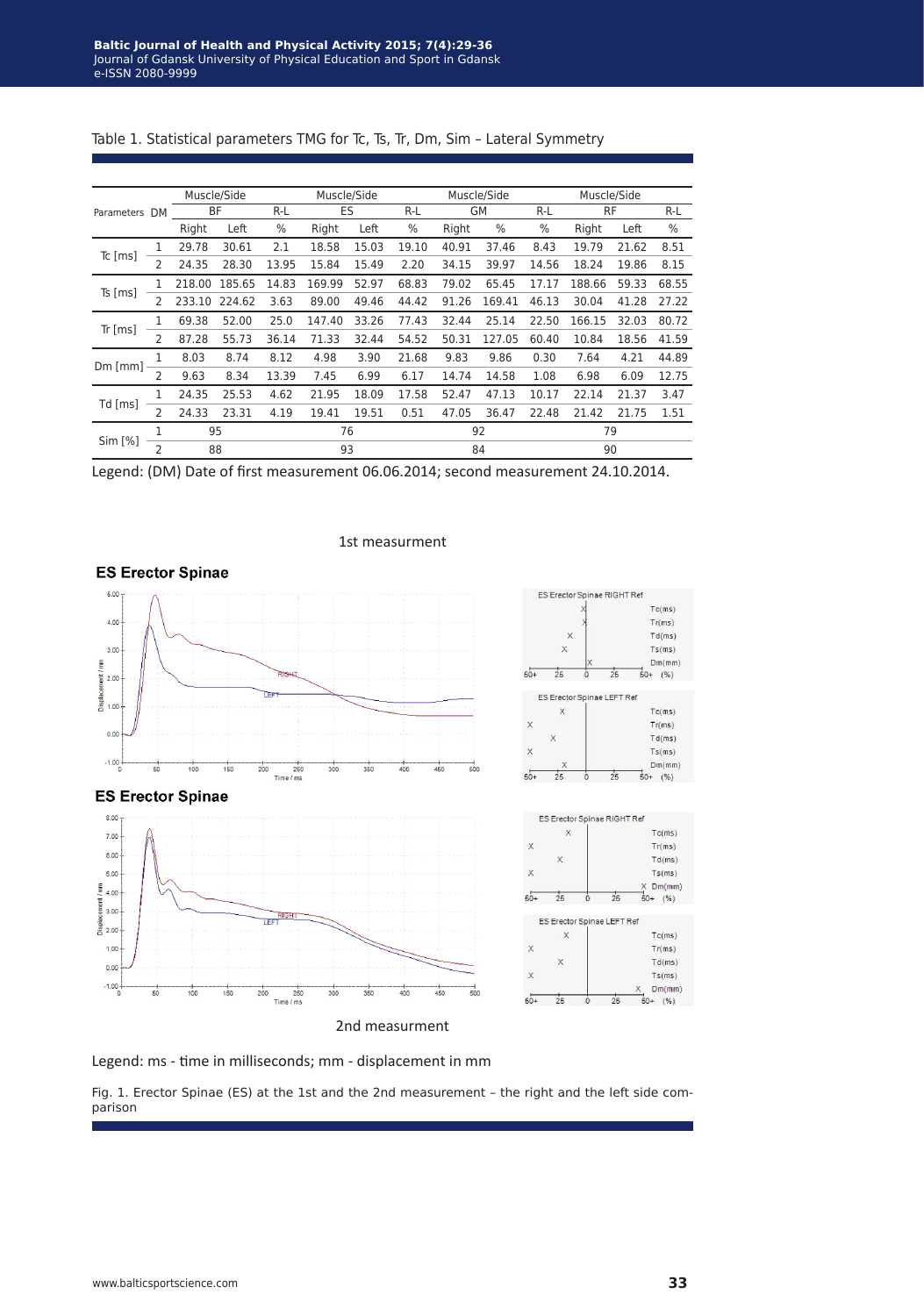Table 1. Statistical parameters TMG for Tc, Ts, Tr, Dm, Sim – Lateral Symmetry

| Parameters | DM | Muscle/Side | | | Muscle/Side | | | Muscle/Side | | | Muscle/Side | | |
|---|---|---|---|---|---|---|---|---|---|---|---|---|---|
| | | BF | | R-L | ES | | R-L | GM | | R-L | RF | | R-L |
| | | Right | Left | % | Right | Left | % | Right | % | % | Right | Left | % |
| Tc [ms] | 1 | 29.78 | 30.61 | 2.1 | 18.58 | 15.03 | 19.10 | 40.91 | 37.46 | 8.43 | 19.79 | 21.62 | 8.51 |
| | 2 | 24.35 | 28.30 | 13.95 | 15.84 | 15.49 | 2.20 | 34.15 | 39.97 | 14.56 | 18.24 | 19.86 | 8.15 |
| Ts [ms] | 1 | 218.00 | 185.65 | 14.83 | 169.99 | 52.97 | 68.83 | 79.02 | 65.45 | 17.17 | 188.66 | 59.33 | 68.55 |
| | 2 | 233.10 | 224.62 | 3.63 | 89.00 | 49.46 | 44.42 | 91.26 | 169.41 | 46.13 | 30.04 | 41.28 | 27.22 |
| Tr [ms] | 1 | 69.38 | 52.00 | 25.0 | 147.40 | 33.26 | 77.43 | 32.44 | 25.14 | 22.50 | 166.15 | 32.03 | 80.72 |
| | 2 | 87.28 | 55.73 | 36.14 | 71.33 | 32.44 | 54.52 | 50.31 | 127.05 | 60.40 | 10.84 | 18.56 | 41.59 |
| Dm [mm] | 1 | 8.03 | 8.74 | 8.12 | 4.98 | 3.90 | 21.68 | 9.83 | 9.86 | 0.30 | 7.64 | 4.21 | 44.89 |
| | 2 | 9.63 | 8.34 | 13.39 | 7.45 | 6.99 | 6.17 | 14.74 | 14.58 | 1.08 | 6.98 | 6.09 | 12.75 |
| Td [ms] | 1 | 24.35 | 25.53 | 4.62 | 21.95 | 18.09 | 17.58 | 52.47 | 47.13 | 10.17 | 22.14 | 21.37 | 3.47 |
| | 2 | 24.33 | 23.31 | 4.19 | 19.41 | 19.51 | 0.51 | 47.05 | 36.47 | 22.48 | 21.42 | 21.75 | 1.51 |
| Sim [%] | 1 | 95 | | | 76 | | | 92 | | | 79 | | |
| | 2 | 88 | | | 93 | | | 84 | | | 90 | | |

Legend: (DM) Date of first measurement 06.06.2014; second measurement 24.10.2014.

1st measurment

2nd measurment

Legend: ms - time in milliseconds; mm - displacement in mm

Fig. 1. Erector Spinae (ES) at the 1st and the 2nd measurement – the right and the left side comparison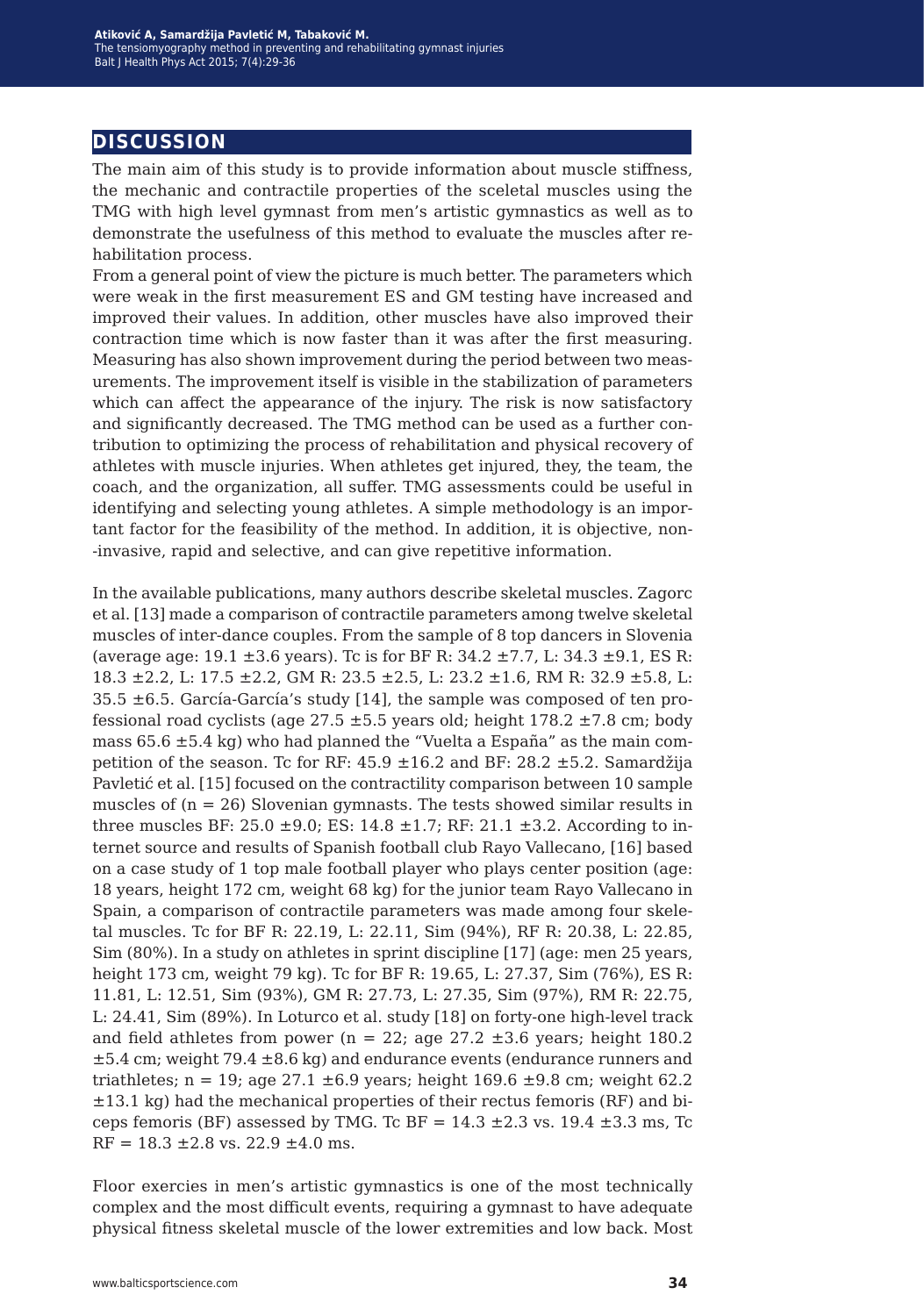## DISCUSSION

The main aim of this study is to provide information about muscle stiffness, the mechanic and contractile properties of the sceletal muscles using the TMG with high level gymnast from men's artistic gymnastics as well as to demonstrate the usefulness of this method to evaluate the muscles after rehabilitation process.

From a general point of view the picture is much better. The parameters which were weak in the first measurement ES and GM testing have increased and improved their values. In addition, other muscles have also improved their contraction time which is now faster than it was after the first measuring. Measuring has also shown improvement during the period between two measurements. The improvement itself is visible in the stabilization of parameters which can affect the appearance of the injury. The risk is now satisfactory and significantly decreased. The TMG method can be used as a further contribution to optimizing the process of rehabilitation and physical recovery of athletes with muscle injuries. When athletes get injured, they, the team, the coach, and the organization, all suffer. TMG assessments could be useful in identifying and selecting young athletes. A simple methodology is an important factor for the feasibility of the method. In addition, it is objective, non--invasive, rapid and selective, and can give repetitive information.

In the available publications, many authors describe skeletal muscles. Zagorc et al. [13] made a comparison of contractile parameters among twelve skeletal muscles of inter-dance couples. From the sample of 8 top dancers in Slovenia (average age: 19.1 ±3.6 years). Tc is for BF R: 34.2 ±7.7, L: 34.3 ±9.1, ES R: 18.3 ±2.2, L: 17.5 ±2.2, GM R: 23.5 ±2.5, L: 23.2 ±1.6, RM R: 32.9 ±5.8, L: 35.5 ±6.5. García-García's study [14], the sample was composed of ten professional road cyclists (age 27.5 ±5.5 years old; height 178.2 ±7.8 cm; body mass 65.6 ±5.4 kg) who had planned the "Vuelta a España" as the main competition of the season. Tc for RF: 45.9 ±16.2 and BF: 28.2 ±5.2. Samardžija Pavletić et al. [15] focused on the contractility comparison between 10 sample muscles of (n = 26) Slovenian gymnasts. The tests showed similar results in three muscles BF: 25.0 ±9.0; ES: 14.8 ±1.7; RF: 21.1 ±3.2. According to internet source and results of Spanish football club Rayo Vallecano, [16] based on a case study of 1 top male football player who plays center position (age: 18 years, height 172 cm, weight 68 kg) for the junior team Rayo Vallecano in Spain, a comparison of contractile parameters was made among four skeletal muscles. Tc for BF R: 22.19, L: 22.11, Sim (94%), RF R: 20.38, L: 22.85, Sim (80%). In a study on athletes in sprint discipline [17] (age: men 25 years, height 173 cm, weight 79 kg). Tc for BF R: 19.65, L: 27.37, Sim (76%), ES R: 11.81, L: 12.51, Sim (93%), GM R: 27.73, L: 27.35, Sim (97%), RM R: 22.75, L: 24.41, Sim (89%). In Loturco et al. study [18] on forty-one high-level track and field athletes from power (n = 22; age 27.2 ±3.6 years; height 180.2 ±5.4 cm; weight 79.4 ±8.6 kg) and endurance events (endurance runners and triathletes; n = 19; age 27.1 ±6.9 years; height 169.6 ±9.8 cm; weight 62.2 ±13.1 kg) had the mechanical properties of their rectus femoris (RF) and biceps femoris (BF) assessed by TMG. Tc BF = 14.3 ±2.3 vs. 19.4 ±3.3 ms, Tc RF = 18.3 ±2.8 vs. 22.9 ±4.0 ms.

Floor exercies in men's artistic gymnastics is one of the most technically complex and the most difficult events, requiring a gymnast to have adequate physical fitness skeletal muscle of the lower extremities and low back. Most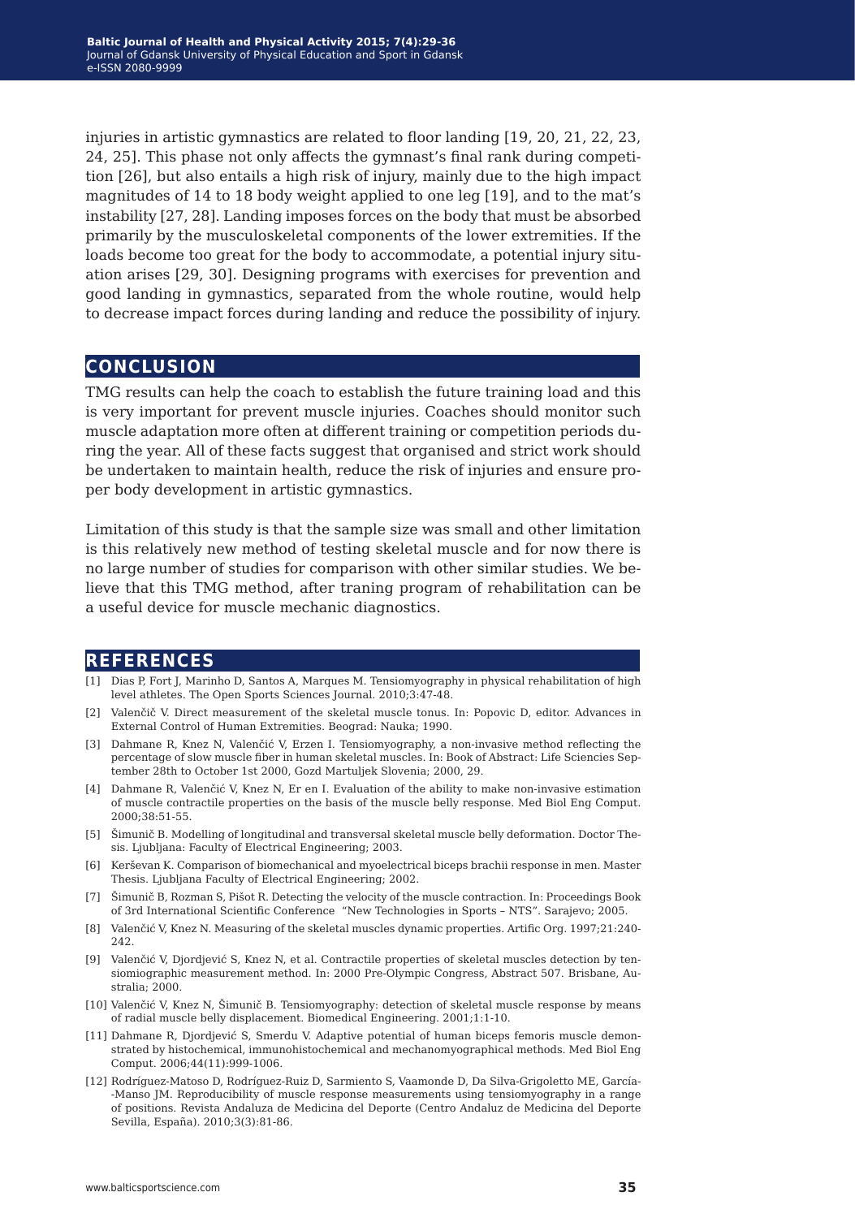injuries in artistic gymnastics are related to floor landing [19, 20, 21, 22, 23, 24, 25]. This phase not only affects the gymnast's final rank during competition [26], but also entails a high risk of injury, mainly due to the high impact magnitudes of 14 to 18 body weight applied to one leg [19], and to the mat's instability [27, 28]. Landing imposes forces on the body that must be absorbed primarily by the musculoskeletal components of the lower extremities. If the loads become too great for the body to accommodate, a potential injury situation arises [29, 30]. Designing programs with exercises for prevention and good landing in gymnastics, separated from the whole routine, would help to decrease impact forces during landing and reduce the possibility of injury.

## CONCLUSION

TMG results can help the coach to establish the future training load and this is very important for prevent muscle injuries. Coaches should monitor such muscle adaptation more often at different training or competition periods during the year. All of these facts suggest that organised and strict work should be undertaken to maintain health, reduce the risk of injuries and ensure proper body development in artistic gymnastics.

Limitation of this study is that the sample size was small and other limitation is this relatively new method of testing skeletal muscle and for now there is no large number of studies for comparison with other similar studies. We believe that this TMG method, after traning program of rehabilitation can be a useful device for muscle mechanic diagnostics.

## REFERENCES

[1] Dias P, Fort J, Marinho D, Santos A, Marques M. Tensiomyography in physical rehabilitation of high level athletes. The Open Sports Sciences Journal. 2010;3:47-48.

[2] Valenčič V. Direct measurement of the skeletal muscle tonus. In: Popovic D, editor. Advances in External Control of Human Extremities. Beograd: Nauka; 1990.

[3] Dahmane R, Knez N, Valenčić V, Erzen I. Tensiomyography, a non-invasive method reflecting the percentage of slow muscle fiber in human skeletal muscles. In: Book of Abstract: Life Sciencies September 28th to October 1st 2000, Gozd Martuljek Slovenia; 2000, 29.

[4] Dahmane R, Valenčić V, Knez N, Er en I. Evaluation of the ability to make non-invasive estimation of muscle contractile properties on the basis of the muscle belly response. Med Biol Eng Comput. 2000;38:51-55.

[5] Šimunič B. Modelling of longitudinal and transversal skeletal muscle belly deformation. Doctor Thesis. Ljubljana: Faculty of Electrical Engineering; 2003.

[6] Krševan K. Comparison of biomechanical and myoelectrical biceps brachii response in men. Master Thesis. Ljubljana Faculty of Electrical Engineering; 2002.

[7] Šimunič B, Rozman S, Pišot R. Detecting the velocity of the muscle contraction. In: Proceedings Book of 3rd International Scientific Conference "New Technologies in Sports – NTS". Sarajevo; 2005.

[8] Valenčić V, Knez N. Measuring of the skeletal muscles dynamic properties. Artific Org. 1997;21:240-242.

[9] Valenčić V, Djordjević S, Knez N, et al. Contractile properties of skeletal muscles detection by tensiomiographic measurement method. In: 2000 Pre-Olympic Congress, Abstract 507. Brisbane, Australia; 2000.

[10] Valenčić V, Knez N, Šimunič B. Tensiomyography: detection of skeletal muscle response by means of radial muscle belly displacement. Biomedical Engineering. 2001;1:1-10.

[11] Dahmane R, Djordjević S, Smerdu V. Adaptive potential of human biceps femoris muscle demonstrated by histochemical, immunohistochemical and mechanomyographical methods. Med Biol Eng Comput. 2006;44(11):999-1006.

[12] Rodríguez-Matoso D, Rodríguez-Ruiz D, Sarmiento S, Vaamonde D, Da Silva-Grigoletto ME, García--Manso JM. Reproducibility of muscle response measurements using tensiomyography in a range of positions. Revista Andaluza de Medicina del Deporte (Centro Andaluz de Medicina del Deporte Sevilla, España). 2010;3(3):81-86.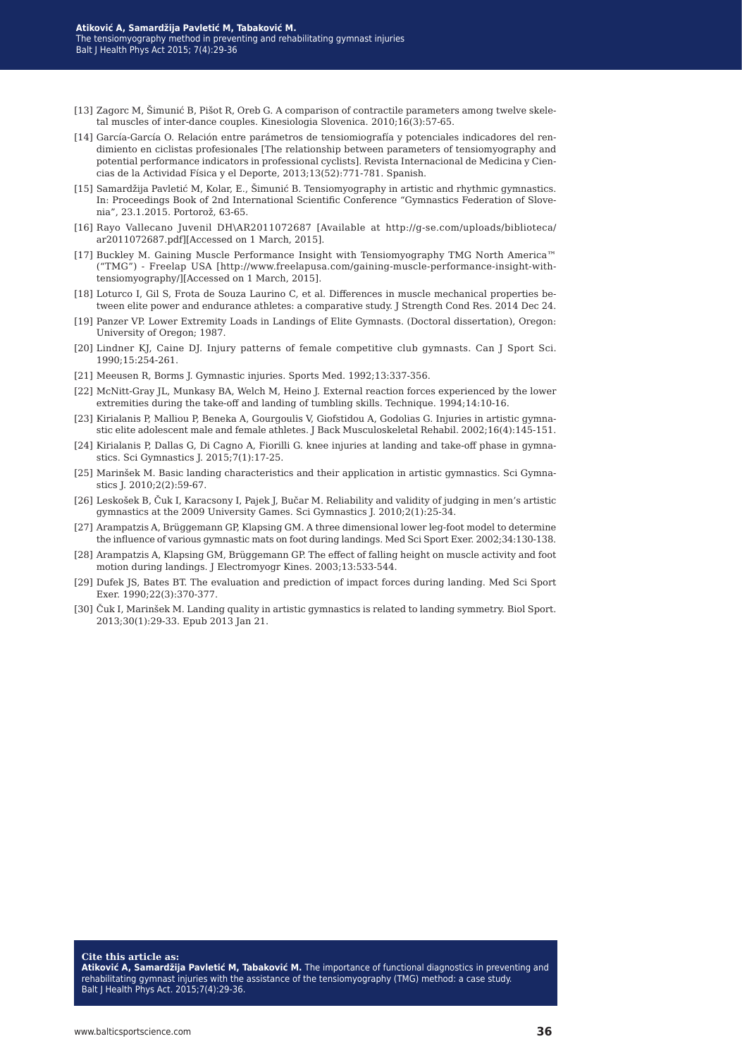[13] Zagorc M, Šimunić B, Pišot R, Oreb G. A comparison of contractile parameters among twelve skeletal muscles of inter-dance couples. Kinesiologia Slovenica. 2010;16(3):57-65.

[14] García-García O. Relación entre parámetros de tensiomiografía y potenciales indicadores del rendimiento en ciclistas profesionales [The relationship between parameters of tensiomyography and potential performance indicators in professional cyclists]. Revista Internacional de Medicina y Ciencias de la Actividad Física y el Deporte, 2013;13(52):771-781. Spanish.

[15] Samardžija Pavletić M, Kolar, E., Šimunić B. Tensiomyography in artistic and rhythmic gymnastics. In: Proceedings Book of 2nd International Scientific Conference "Gymnastics Federation of Slovenia", 23.1.2015. Portorož, 63-65.

[16] Rayo Vallecano Juvenil DH\AR2011072687 [Available at http://g-se.com/uploads/biblioteca/ar2011072687.pdf][Accessed on 1 March, 2015].

[17] Buckley M. Gaining Muscle Performance Insight with Tensiomyography TMG North America™ ("TMG") - Freelap USA [http://www.freelapusa.com/gaining-muscle-performance-insight-with-tensiomyography/][Accessed on 1 March, 2015].

[18] Loturco I, Gil S, Frota de Souza Laurino C, et al. Differences in muscle mechanical properties between elite power and endurance athletes: a comparative study. J Strength Cond Res. 2014 Dec 24.

[19] Panzer VP. Lower Extremity Loads in Landings of Elite Gymnasts. (Doctoral dissertation), Oregon: University of Oregon; 1987.

[20] Lindner KJ, Caine DJ. Injury patterns of female competitive club gymnasts. Can J Sport Sci. 1990;15:254-261.

[21] Meeusen R, Borms J. Gymnastic injuries. Sports Med. 1992;13:337-356.

[22] McNitt-Gray JL, Munkasy BA, Welch M, Heino J. External reaction forces experienced by the lower extremities during the take-off and landing of tumbling skills. Technique. 1994;14:10-16.

[23] Kirialanis P, Malliou P, Beneka A, Gourgoulis V, Giofstidou A, Godolias G. Injuries in artistic gymnastic elite adolescent male and female athletes. J Back Musculoskeletal Rehabil. 2002;16(4):145-151.

[24] Kirialanis P, Dallas G, Di Cagno A, Fiorilli G. knee injuries at landing and take-off phase in gymnastics. Sci Gymnastics J. 2015;7(1):17-25.

[25] Marinšek M. Basic landing characteristics and their application in artistic gymnastics. Sci Gymnastics J. 2010;2(2):59-67.

[26] Leskošek B, Čuk I, Karacsony I, Pajek J, Bučar M. Reliability and validity of judging in men's artistic gymnastics at the 2009 University Games. Sci Gymnastics J. 2010;2(1):25-34.

[27] Arampatzis A, Brüggemann GP, Klapsing GM. A three dimensional lower leg-foot model to determine the influence of various gymnastic mats on foot during landings. Med Sci Sport Exer. 2002;34:130-138.

[28] Arampatzis A, Klapsing GM, Brüggemann GP. The effect of falling height on muscle activity and foot motion during landings. J Electromyogr Kines. 2003;13:533-544.

[29] Dufek JS, Bates BT. The evaluation and prediction of impact forces during landing. Med Sci Sport Exer. 1990;22(3):370-377.

[30] Čuk I, Marinšek M. Landing quality in artistic gymnastics is related to landing symmetry. Biol Sport. 2013;30(1):29-33. Epub 2013 Jan 21.

**Cite this article as:**
**Atiković A, Samardžija Pavletić M, Tabaković M.** The importance of functional diagnostics in preventing and rehabilitating gymnast injuries with the assistance of the tensiomyography (TMG) method: a case study. Balt J Health Phys Act. 2015;7(4):29-36.